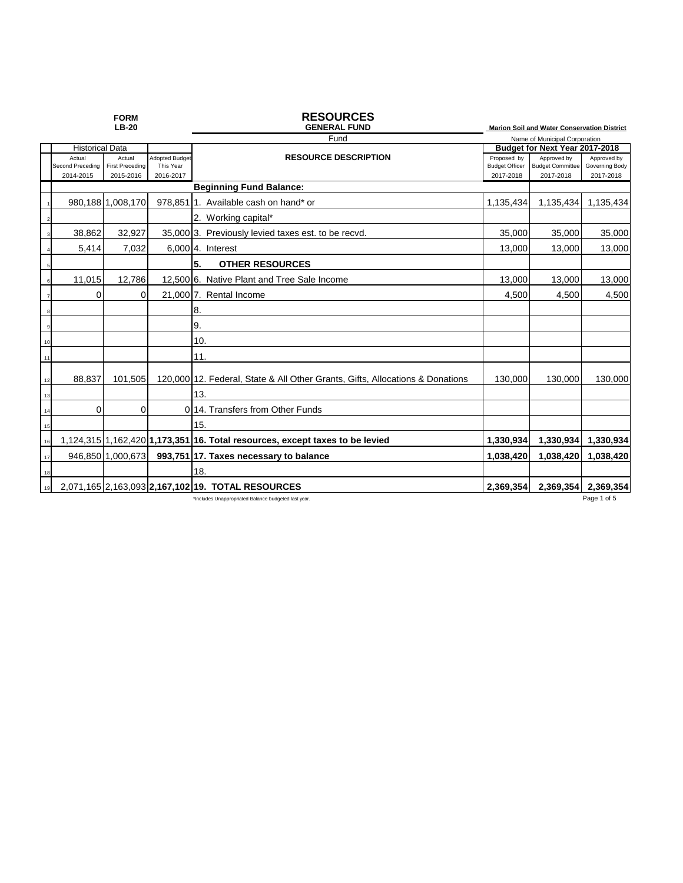FORM LB-20

# RESOURCES

**GENERAL FUND**

Fund

**Marion Soil and Water Conservation District**

Name of Municipal Corporation

| | Historical Data | | | RESOURCE DESCRIPTION | Budget for Next Year 2017-2018 | | |
|---|---|---|---|---|---|---|---|
| | Actual Second Preceding 2014-2015 | Actual First Preceding 2015-2016 | Adopted Budget This Year 2016-2017 | | Proposed by Budget Officer 2017-2018 | Approved by Budget Committee 2017-2018 | Approved by Governing Body 2017-2018 |
| | | | | **Beginning Fund Balance:** | | | |
| 1 | 980,188 | 1,008,170 | 978,851 | 1. Available cash on hand* or | 1,135,434 | 1,135,434 | 1,135,434 |
| 2 | | | | 2. Working capital* | | | |
| 3 | 38,862 | 32,927 | 35,000 | 3. Previously levied taxes est. to be recvd. | 35,000 | 35,000 | 35,000 |
| 4 | 5,414 | 7,032 | 6,000 | 4. Interest | 13,000 | 13,000 | 13,000 |
| 5 | | | | **5. OTHER RESOURCES** | | | |
| 6 | 11,015 | 12,786 | 12,500 | 6. Native Plant and Tree Sale Income | 13,000 | 13,000 | 13,000 |
| 7 | 0 | 0 | 21,000 | 7. Rental Income | 4,500 | 4,500 | 4,500 |
| 8 | | | | 8. | | | |
| 9 | | | | 9. | | | |
| 10 | | | | 10. | | | |
| 11 | | | | 11. | | | |
| 12 | 88,837 | 101,505 | 120,000 | 12. Federal, State & All Other Grants, Gifts, Allocations & Donations | 130,000 | 130,000 | 130,000 |
| 13 | | | | 13. | | | |
| 14 | 0 | 0 | 0 | 14. Transfers from Other Funds | | | |
| 15 | | | | 15. | | | |
| 16 | 1,124,315 | 1,162,420 | **1,173,351** | **16. Total resources, except taxes to be levied** | **1,330,934** | **1,330,934** | **1,330,934** |
| 17 | 946,850 | 1,000,673 | **993,751** | **17. Taxes necessary to balance** | **1,038,420** | **1,038,420** | **1,038,420** |
| 18 | | | | 18. | | | |
| 19 | 2,071,165 | 2,163,093 | **2,167,102** | **19. TOTAL RESOURCES** | **2,369,354** | **2,369,354** | **2,369,354** |

*Includes Unappropriated Balance budgeted last year.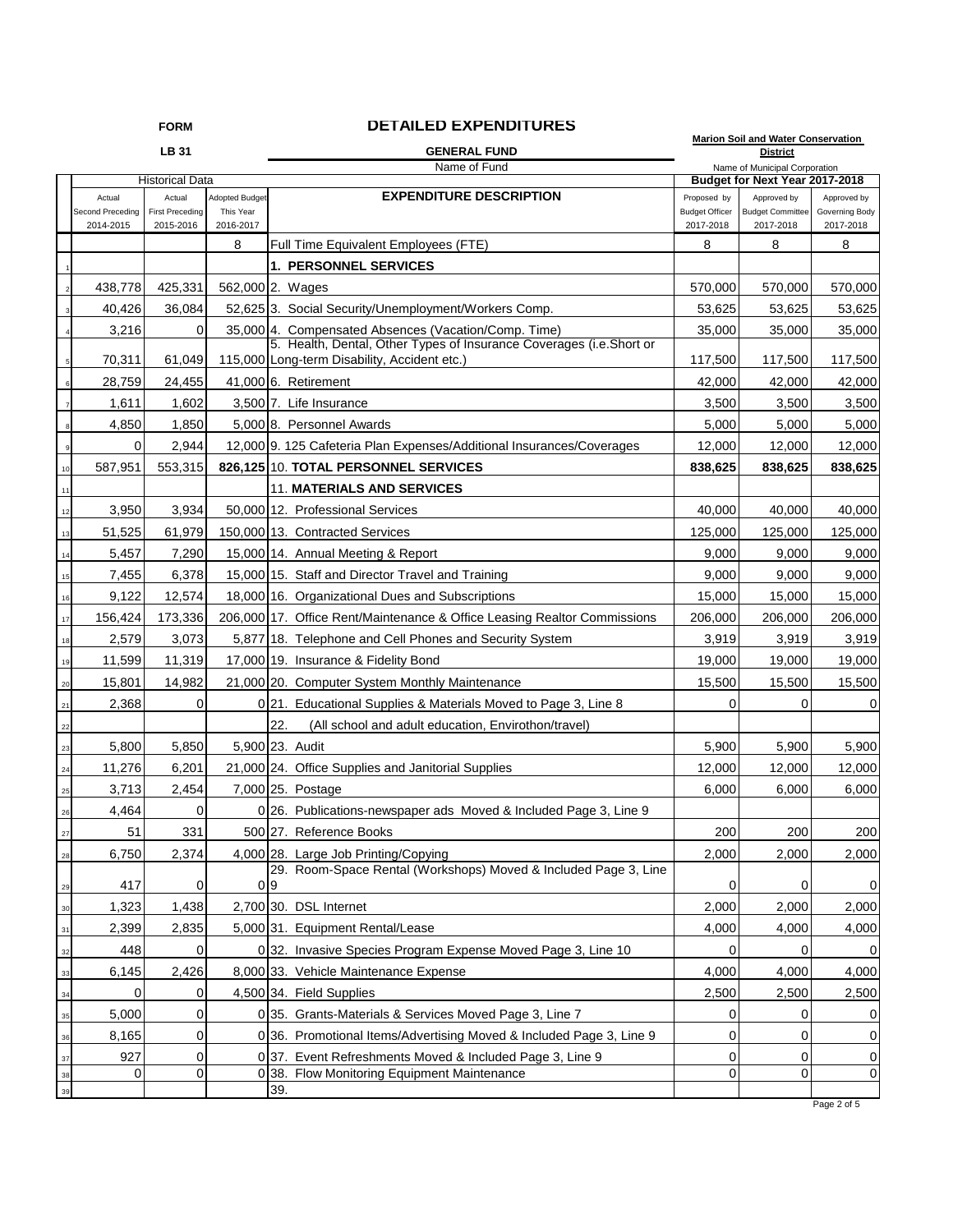FORM LB 31

# DETAILED EXPENDITURES

**GENERAL FUND**

Name of Fund

**Marion Soil and Water Conservation District**

Name of Municipal Corporation

| | Historical Data | | | | Budget for Next Year 2017-2018 | | |
|---|---|---|---|---|---|---|---|
| | Actual Second Preceding 2014-2015 | Actual First Preceding 2015-2016 | Adopted Budget This Year 2016-2017 | **EXPENDITURE DESCRIPTION** | Proposed by Budget Officer 2017-2018 | Approved by Budget Committee 2017-2018 | Approved by Governing Body 2017-2018 |
| | | | 8 | Full Time Equivalent Employees (FTE) | 8 | 8 | 8 |
| 1 | | | | **1. PERSONNEL SERVICES** | | | |
| 2 | 438,778 | 425,331 | 562,000 | 2. Wages | 570,000 | 570,000 | 570,000 |
| 3 | 40,426 | 36,084 | 52,625 | 3. Social Security/Unemployment/Workers Comp. | 53,625 | 53,625 | 53,625 |
| 4 | 3,216 | 0 | 35,000 | 4. Compensated Absences (Vacation/Comp. Time) | 35,000 | 35,000 | 35,000 |
| 5 | 70,311 | 61,049 | 115,000 | 5. Health, Dental, Other Types of Insurance Coverages (i.e.Short or Long-term Disability, Accident etc.) | 117,500 | 117,500 | 117,500 |
| 6 | 28,759 | 24,455 | 41,000 | 6. Retirement | 42,000 | 42,000 | 42,000 |
| 7 | 1,611 | 1,602 | 3,500 | 7. Life Insurance | 3,500 | 3,500 | 3,500 |
| 8 | 4,850 | 1,850 | 5,000 | 8. Personnel Awards | 5,000 | 5,000 | 5,000 |
| 9 | 0 | 2,944 | 12,000 | 9. 125 Cafeteria Plan Expenses/Additional Insurances/Coverages | 12,000 | 12,000 | 12,000 |
| 10 | 587,951 | 553,315 | **826,125** | 10. **TOTAL PERSONNEL SERVICES** | **838,625** | **838,625** | **838,625** |
| 11 | | | | 11. **MATERIALS AND SERVICES** | | | |
| 12 | 3,950 | 3,934 | 50,000 | 12. Professional Services | 40,000 | 40,000 | 40,000 |
| 13 | 51,525 | 61,979 | 150,000 | 13. Contracted Services | 125,000 | 125,000 | 125,000 |
| 14 | 5,457 | 7,290 | 15,000 | 14. Annual Meeting & Report | 9,000 | 9,000 | 9,000 |
| 15 | 7,455 | 6,378 | 15,000 | 15. Staff and Director Travel and Training | 9,000 | 9,000 | 9,000 |
| 16 | 9,122 | 12,574 | 18,000 | 16. Organizational Dues and Subscriptions | 15,000 | 15,000 | 15,000 |
| 17 | 156,424 | 173,336 | 206,000 | 17. Office Rent/Maintenance & Office Leasing Realtor Commissions | 206,000 | 206,000 | 206,000 |
| 18 | 2,579 | 3,073 | 5,877 | 18. Telephone and Cell Phones and Security System | 3,919 | 3,919 | 3,919 |
| 19 | 11,599 | 11,319 | 17,000 | 19. Insurance & Fidelity Bond | 19,000 | 19,000 | 19,000 |
| 20 | 15,801 | 14,982 | 21,000 | 20. Computer System Monthly Maintenance | 15,500 | 15,500 | 15,500 |
| 21 | 2,368 | 0 | 0 | 21. Educational Supplies & Materials Moved to Page 3, Line 8 | 0 | 0 | 0 |
| 22 | | | | 22. (All school and adult education, Envirothon/travel) | | | |
| 23 | 5,800 | 5,850 | 5,900 | 23. Audit | 5,900 | 5,900 | 5,900 |
| 24 | 11,276 | 6,201 | 21,000 | 24. Office Supplies and Janitorial Supplies | 12,000 | 12,000 | 12,000 |
| 25 | 3,713 | 2,454 | 7,000 | 25. Postage | 6,000 | 6,000 | 6,000 |
| 26 | 4,464 | 0 | 0 | 26. Publications-newspaper ads Moved & Included Page 3, Line 9 | | | |
| 27 | 51 | 331 | 500 | 27. Reference Books | 200 | 200 | 200 |
| 28 | 6,750 | 2,374 | 4,000 | 28. Large Job Printing/Copying | 2,000 | 2,000 | 2,000 |
| 29 | 417 | 0 | 0 | 29. Room-Space Rental (Workshops) Moved & Included Page 3, Line 9 | 0 | 0 | 0 |
| 30 | 1,323 | 1,438 | 2,700 | 30. DSL Internet | 2,000 | 2,000 | 2,000 |
| 31 | 2,399 | 2,835 | 5,000 | 31. Equipment Rental/Lease | 4,000 | 4,000 | 4,000 |
| 32 | 448 | 0 | 0 | 32. Invasive Species Program Expense Moved Page 3, Line 10 | 0 | 0 | 0 |
| 33 | 6,145 | 2,426 | 8,000 | 33. Vehicle Maintenance Expense | 4,000 | 4,000 | 4,000 |
| 34 | 0 | 0 | 4,500 | 34. Field Supplies | 2,500 | 2,500 | 2,500 |
| 35 | 5,000 | 0 | 0 | 35. Grants-Materials & Services Moved Page 3, Line 7 | 0 | 0 | 0 |
| 36 | 8,165 | 0 | 0 | 36. Promotional Items/Advertising Moved & Included Page 3, Line 9 | 0 | 0 | 0 |
| 37 | 927 | 0 | 0 | 37. Event Refreshments Moved & Included Page 3, Line 9 | 0 | 0 | 0 |
| 38 | 0 | 0 | 0 | 38. Flow Monitoring Equipment Maintenance | 0 | 0 | 0 |
| 39 | | | | 39. | | | |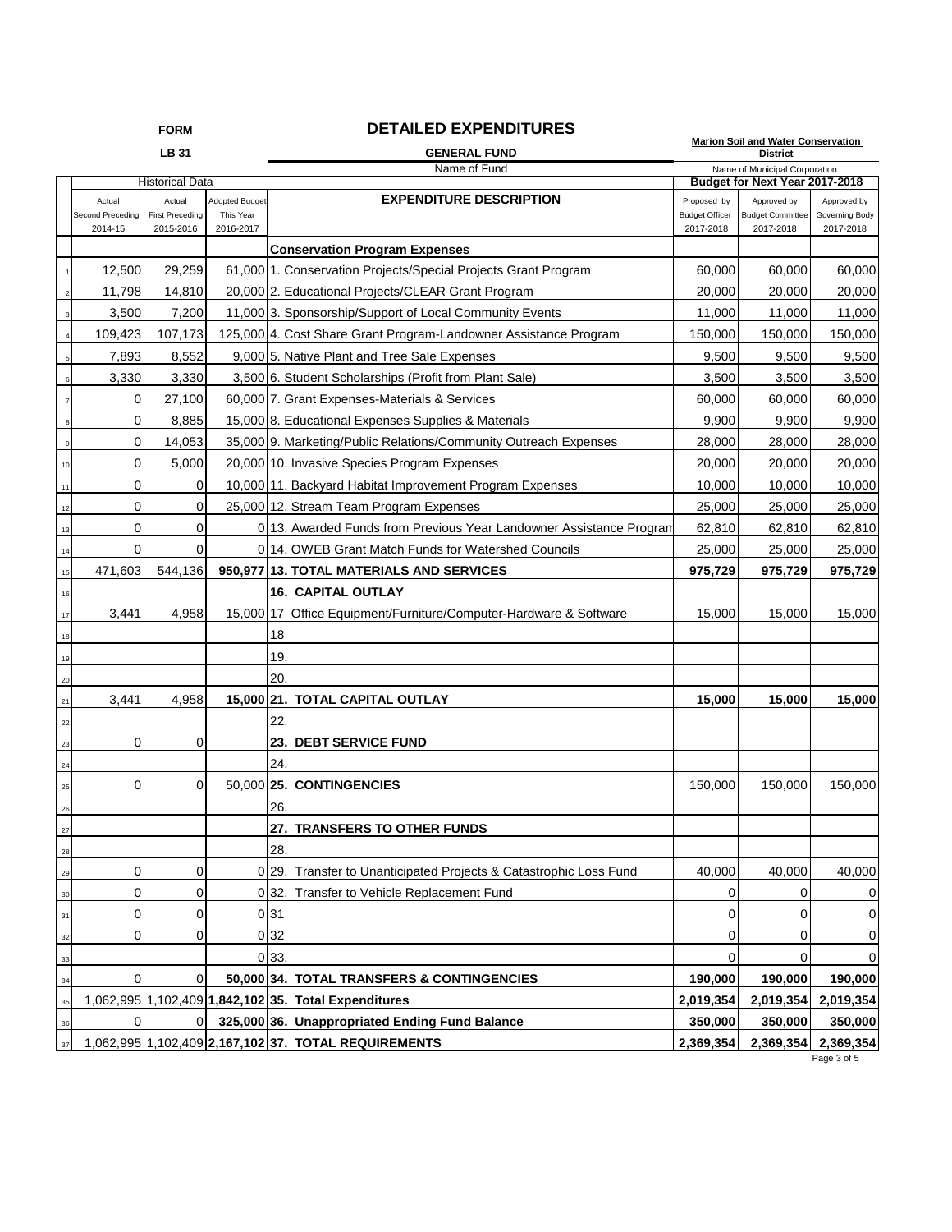FORM

LB 31

# DETAILED EXPENDITURES

**GENERAL FUND**

Name of Fund

**Marion Soil and Water Conservation District**

Name of Municipal Corporation

| | Historical Data | | | | Budget for Next Year 2017-2018 | | |
|---|---|---|---|---|---|---|---|
| | Actual Second Preceding 2014-15 | Actual First Preceding 2015-2016 | Adopted Budget This Year 2016-2017 | **EXPENDITURE DESCRIPTION** | Proposed by Budget Officer 2017-2018 | Approved by Budget Committee 2017-2018 | Approved by Governing Body 2017-2018 |
| | | | | **Conservation Program Expenses** | | | |
| 1 | 12,500 | 29,259 | 61,000 | 1. Conservation Projects/Special Projects Grant Program | 60,000 | 60,000 | 60,000 |
| 2 | 11,798 | 14,810 | 20,000 | 2. Educational Projects/CLEAR Grant Program | 20,000 | 20,000 | 20,000 |
| 3 | 3,500 | 7,200 | 11,000 | 3. Sponsorship/Support of Local Community Events | 11,000 | 11,000 | 11,000 |
| 4 | 109,423 | 107,173 | 125,000 | 4. Cost Share Grant Program-Landowner Assistance Program | 150,000 | 150,000 | 150,000 |
| 5 | 7,893 | 8,552 | 9,000 | 5. Native Plant and Tree Sale Expenses | 9,500 | 9,500 | 9,500 |
| 6 | 3,330 | 3,330 | 3,500 | 6. Student Scholarships (Profit from Plant Sale) | 3,500 | 3,500 | 3,500 |
| 7 | 0 | 27,100 | 60,000 | 7. Grant Expenses-Materials & Services | 60,000 | 60,000 | 60,000 |
| 8 | 0 | 8,885 | 15,000 | 8. Educational Expenses Supplies & Materials | 9,900 | 9,900 | 9,900 |
| 9 | 0 | 14,053 | 35,000 | 9. Marketing/Public Relations/Community Outreach Expenses | 28,000 | 28,000 | 28,000 |
| 10 | 0 | 5,000 | 20,000 | 10. Invasive Species Program Expenses | 20,000 | 20,000 | 20,000 |
| 11 | 0 | 0 | 10,000 | 11. Backyard Habitat Improvement Program Expenses | 10,000 | 10,000 | 10,000 |
| 12 | 0 | 0 | 25,000 | 12. Stream Team Program Expenses | 25,000 | 25,000 | 25,000 |
| 13 | 0 | 0 | 0 | 13. Awarded Funds from Previous Year Landowner Assistance Program | 62,810 | 62,810 | 62,810 |
| 14 | 0 | 0 | 0 | 14. OWEB Grant Match Funds for Watershed Councils | 25,000 | 25,000 | 25,000 |
| 15 | 471,603 | 544,136 | **950,977** | **13. TOTAL MATERIALS AND SERVICES** | **975,729** | **975,729** | **975,729** |
| 16 | | | | **16. CAPITAL OUTLAY** | | | |
| 17 | 3,441 | 4,958 | 15,000 | 17 Office Equipment/Furniture/Computer-Hardware & Software | 15,000 | 15,000 | 15,000 |
| 18 | | | | 18 | | | |
| 19 | | | | 19. | | | |
| 20 | | | | 20. | | | |
| 21 | 3,441 | 4,958 | **15,000** | **21. TOTAL CAPITAL OUTLAY** | **15,000** | **15,000** | **15,000** |
| 22 | | | | 22. | | | |
| 23 | 0 | 0 | | **23. DEBT SERVICE FUND** | | | |
| 24 | | | | 24. | | | |
| 25 | 0 | 0 | 50,000 | **25. CONTINGENCIES** | 150,000 | 150,000 | 150,000 |
| 26 | | | | 26. | | | |
| 27 | | | | **27. TRANSFERS TO OTHER FUNDS** | | | |
| 28 | | | | 28. | | | |
| 29 | 0 | 0 | 0 | 29. Transfer to Unanticipated Projects & Catastrophic Loss Fund | 40,000 | 40,000 | 40,000 |
| 30 | 0 | 0 | 0 | 32. Transfer to Vehicle Replacement Fund | 0 | 0 | 0 |
| 31 | 0 | 0 | 0 | 31 | 0 | 0 | 0 |
| 32 | 0 | 0 | 0 | 32 | 0 | 0 | 0 |
| 33 | | | 0 | 33. | 0 | 0 | 0 |
| 34 | 0 | 0 | **50,000** | **34. TOTAL TRANSFERS & CONTINGENCIES** | **190,000** | **190,000** | **190,000** |
| 35 | 1,062,995 | 1,102,409 | **1,842,102** | **35. Total Expenditures** | **2,019,354** | **2,019,354** | **2,019,354** |
| 36 | 0 | 0 | **325,000** | **36. Unappropriated Ending Fund Balance** | **350,000** | **350,000** | **350,000** |
| 37 | 1,062,995 | 1,102,409 | **2,167,102** | **37. TOTAL REQUIREMENTS** | **2,369,354** | **2,369,354** | **2,369,354** |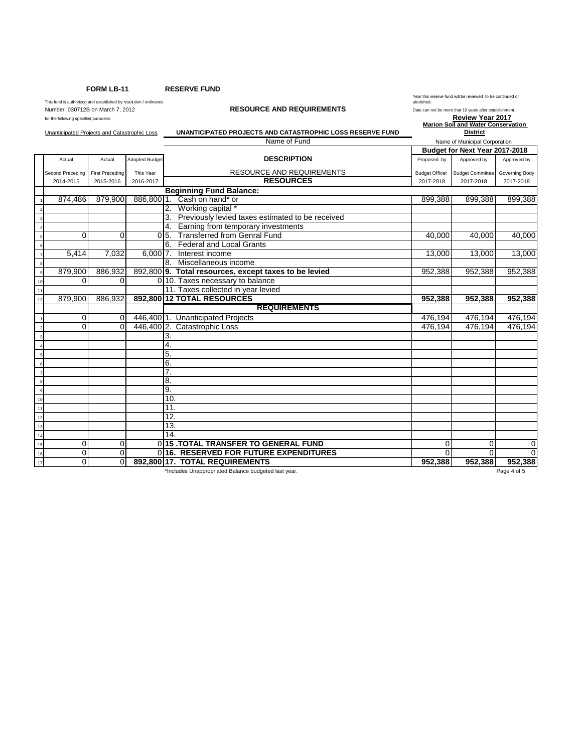**FORM LB-11** **RESERVE FUND**

This fund is authorized and established by resolution / ordinance
Number 030712B on March 7, 2012
for the following specified purposes:

Unanticipated Projects and Catastrophic Loss

**RESOURCE AND REQUIREMENTS**

**UNANTICIPATED PROJECTS AND CATASTROPHIC LOSS RESERVE FUND**
Name of Fund

Year this reserve fund will be reviewed to be continued or abolished.
Date can not be more that 10 years after establishment.
**Review Year 2017**

**Marion Soil and Water Conservation District**
Name of Municipal Corporation

| | Actual | Actual | Adopted Budget | DESCRIPTION | Budget for Next Year 2017-2018 | | |
|---|---|---|---|---|---|---|---|
| | Second Preceding 2014-2015 | First Preceding 2015-2016 | This Year 2016-2017 | RESOURCE AND REQUIREMENTS | Proposed by Budget Officer 2017-2018 | Approved by Budget Committee 2017-2018 | Approved by Governing Body 2017-2018 |
| | | | | **RESOURCES** | | | |
| | | | | **Beginning Fund Balance:** | | | |
| 1 | 874,486 | 879,900 | 886,800 | 1. Cash on hand* or | 899,388 | 899,388 | 899,388 |
| 2 | | | | 2. Working capital * | | | |
| 3 | | | | 3. Previously levied taxes estimated to be received | | | |
| 4 | | | | 4. Earning from temporary investments | | | |
| 5 | 0 | 0 | 0 | 5. Transferred from Genral Fund | 40,000 | 40,000 | 40,000 |
| 6 | | | | 6. Federal and Local Grants | | | |
| 7 | 5,414 | 7,032 | 6,000 | 7. Interest income | 13,000 | 13,000 | 13,000 |
| 8 | | | | 8. Miscellaneous income | | | |
| 9 | 879,900 | 886,932 | 892,800 | **9. Total resources, except taxes to be levied** | 952,388 | 952,388 | 952,388 |
| 10 | 0 | 0 | 0 | 10. Taxes necessary to balance | | | |
| 11 | | | | 11. Taxes collected in year levied | | | |
| 12 | 879,900 | 886,932 | **892,800** | **12 TOTAL RESOURCES** | **952,388** | **952,388** | **952,388** |
| | | | | **REQUIREMENTS** | | | |
| 1 | 0 | 0 | 446,400 | 1. Unanticipated Projects | 476,194 | 476,194 | 476,194 |
| 2 | 0 | 0 | 446,400 | 2. Catastrophic Loss | 476,194 | 476,194 | 476,194 |
| 3 | | | | 3. | | | |
| 4 | | | | 4. | | | |
| 5 | | | | 5. | | | |
| 6 | | | | 6. | | | |
| 7 | | | | 7. | | | |
| 8 | | | | 8. | | | |
| 9 | | | | 9. | | | |
| 10 | | | | 10. | | | |
| 11 | | | | 11. | | | |
| 12 | | | | 12. | | | |
| 13 | | | | 13. | | | |
| 14 | | | | 14. | | | |
| 15 | 0 | 0 | 0 | **15 .TOTAL TRANSFER TO GENERAL FUND** | 0 | 0 | 0 |
| 16 | 0 | 0 | 0 | **16. RESERVED FOR FUTURE EXPENDITURES** | 0 | 0 | 0 |
| 17 | 0 | 0 | **892,800** | **17. TOTAL REQUIREMENTS** | **952,388** | **952,388** | **952,388** |

*Includes Unappropriated Balance budgeted last year.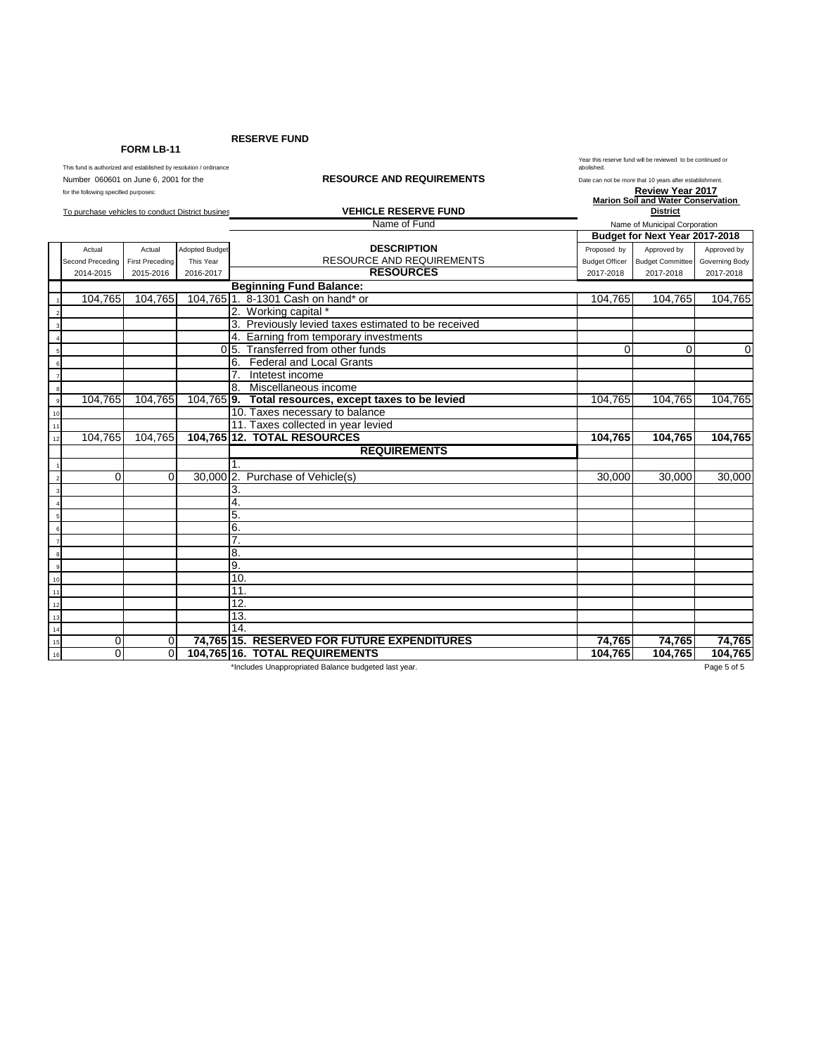**RESERVE FUND**

**FORM LB-11**

This fund is authorized and established by resolution / ordinance
Number 060601 on June 6, 2001 for the
for the following specified purposes:

To purchase vehicles to conduct District busines

**RESOURCE AND REQUIREMENTS**

**VEHICLE RESERVE FUND**
Name of Fund

Year this reserve fund will be reviewed to be continued or abolished.
Date can not be more that 10 years after establishment.

**Review Year 2017**

**Marion Soil and Water Conservation District**
Name of Municipal Corporation

| | Actual Second Preceding 2014-2015 | Actual First Preceding 2015-2016 | Adopted Budget This Year 2016-2017 | DESCRIPTION RESOURCE AND REQUIREMENTS | Budget for Next Year 2017-2018 Proposed by Budget Officer 2017-2018 | Approved by Budget Committee 2017-2018 | Approved by Governing Body 2017-2018 |
|---|---|---|---|---|---|---|---|
| | | | | **RESOURCES** | | | |
| | | | | **Beginning Fund Balance:** | | | |
| 1 | 104,765 | 104,765 | 104,765 | 1. 8-1301 Cash on hand* or | 104,765 | 104,765 | 104,765 |
| 2 | | | | 2. Working capital * | | | |
| 3 | | | | 3. Previously levied taxes estimated to be received | | | |
| 4 | | | | 4. Earning from temporary investments | | | |
| 5 | | | 0 | 5. Transferred from other funds | 0 | 0 | 0 |
| 6 | | | | 6. Federal and Local Grants | | | |
| 7 | | | | 7. Intetest income | | | |
| 8 | | | | 8. Miscellaneous income | | | |
| 9 | 104,765 | 104,765 | 104,765 | **9. Total resources, except taxes to be levied** | 104,765 | 104,765 | 104,765 |
| 10 | | | | 10. Taxes necessary to balance | | | |
| 11 | | | | 11. Taxes collected in year levied | | | |
| 12 | 104,765 | 104,765 | **104,765** | **12. TOTAL RESOURCES** | **104,765** | **104,765** | **104,765** |
| | | | | **REQUIREMENTS** | | | |
| 1 | | | | 1. | | | |
| 2 | 0 | 0 | 30,000 | 2. Purchase of Vehicle(s) | 30,000 | 30,000 | 30,000 |
| 3 | | | | 3. | | | |
| 4 | | | | 4. | | | |
| 5 | | | | 5. | | | |
| 6 | | | | 6. | | | |
| 7 | | | | 7. | | | |
| 8 | | | | 8. | | | |
| 9 | | | | 9. | | | |
| 10 | | | | 10. | | | |
| 11 | | | | 11. | | | |
| 12 | | | | 12. | | | |
| 13 | | | | 13. | | | |
| 14 | | | | 14. | | | |
| 15 | 0 | 0 | **74,765** | **15. RESERVED FOR FUTURE EXPENDITURES** | **74,765** | **74,765** | **74,765** |
| 16 | 0 | 0 | **104,765** | **16. TOTAL REQUIREMENTS** | **104,765** | **104,765** | **104,765** |

*Includes Unappropriated Balance budgeted last year.